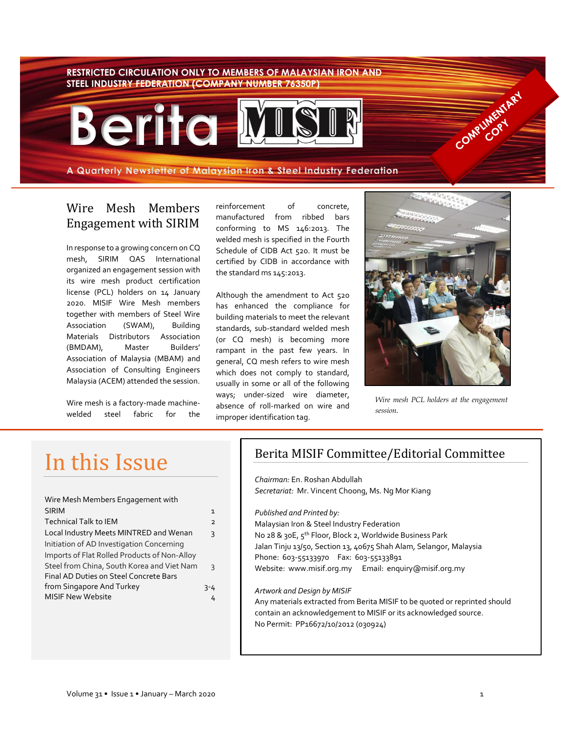RESTRICTED CIRCULATION ONLY TO MEMBERS OF MALAYSIAN IRON AND STEEL INDUSTRY FEDERATION (COMPANY NUMBER 76350P)

# Berita MISIF

COMPLIMENTARY COPY

A Quarterly Newsletter of Malaysian Iron & Steel Industry Federation

## Wire Mesh Members Engagement with SIRIM

In response to a growing concern on CQ mesh, SIRIM QAS International organized an engagement session with its wire mesh product certification license (PCL) holders on 14 January 2020. MISIF Wire Mesh members together with members of Steel Wire Association (SWAM), Building Materials Distributors Association (BMDAM), Master Builders' Association of Malaysia (MBAM) and Association of Consulting Engineers Malaysia (ACEM) attended the session.

Wire mesh is a factory-made machine-welded steel fabric for the reinforcement of concrete, manufactured from ribbed bars conforming to MS 146:2013. The welded mesh is specified in the Fourth Schedule of CIDB Act 520. It must be certified by CIDB in accordance with the standard ms 145:2013.

Although the amendment to Act 520 has enhanced the compliance for building materials to meet the relevant standards, sub-standard welded mesh (or CQ mesh) is becoming more rampant in the past few years. In general, CQ mesh refers to wire mesh which does not comply to standard, usually in some or all of the following ways; under-sized wire diameter, absence of roll-marked on wire and improper identification tag.

*Wire mesh PCL holders at the engagement session.*

## In this Issue

| | |
|---|---|
| Wire Mesh Members Engagement with SIRIM | 1 |
| Technical Talk to IEM | 2 |
| Local Industry Meets MINTRED and Wenan | 3 |
| Initiation of AD Investigation Concerning Imports of Flat Rolled Products of Non-Alloy Steel from China, South Korea and Viet Nam | 3 |
| Final AD Duties on Steel Concrete Bars from Singapore And Turkey | 3-4 |
| MISIF New Website | 4 |

## Berita MISIF Committee/Editorial Committee

*Chairman:* En. Roshan Abdullah
*Secretariat:* Mr. Vincent Choong, Ms. Ng Mor Kiang

*Published and Printed by:*
Malaysian Iron & Steel Industry Federation
No 28 & 30E, 5th Floor, Block 2, Worldwide Business Park
Jalan Tinju 13/50, Section 13, 40675 Shah Alam, Selangor, Malaysia
Phone: 603-55133970 Fax: 603-55133891
Website: www.misif.org.my Email: enquiry@misif.org.my

*Artwork and Design by MISIF*
Any materials extracted from Berita MISIF to be quoted or reprinted should contain an acknowledgement to MISIF or its acknowledged source.
No Permit: PP16672/10/2012 (030924)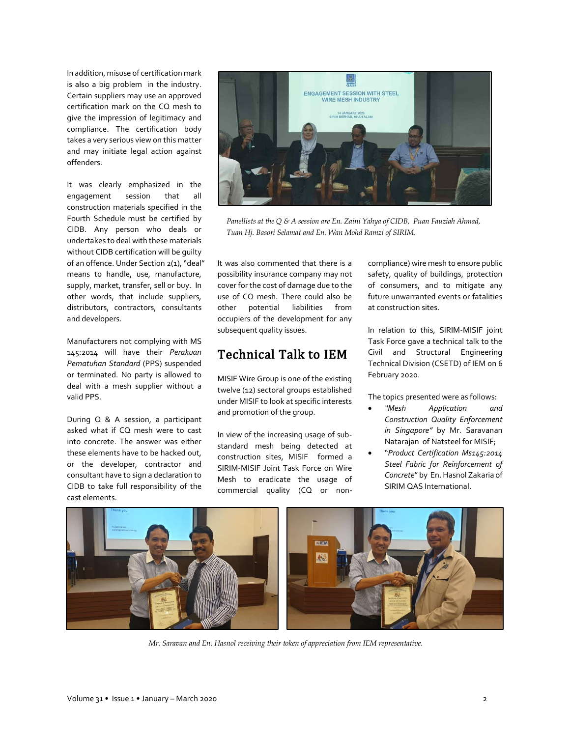In addition, misuse of certification mark is also a big problem in the industry. Certain suppliers may use an approved certification mark on the CQ mesh to give the impression of legitimacy and compliance. The certification body takes a very serious view on this matter and may initiate legal action against offenders.

It was clearly emphasized in the engagement session that all construction materials specified in the Fourth Schedule must be certified by CIDB. Any person who deals or undertakes to deal with these materials without CIDB certification will be guilty of an offence. Under Section 2(1), "deal" means to handle, use, manufacture, supply, market, transfer, sell or buy. In other words, that include suppliers, distributors, contractors, consultants and developers.

Manufacturers not complying with MS 145:2014 will have their *Perakuan Pematuhan Standard* (PPS) suspended or terminated. No party is allowed to deal with a mesh supplier without a valid PPS.

During Q & A session, a participant asked what if CQ mesh were to cast into concrete. The answer was either these elements have to be hacked out, or the developer, contractor and consultant have to sign a declaration to CIDB to take full responsibility of the cast elements.

*Panellists at the Q & A session are En. Zaini Yahya of CIDB, Puan Fauziah Ahmad, Tuan Hj. Basori Selamat and En. Wan Mohd Ramzi of SIRIM.*

It was also commented that there is a possibility insurance company may not cover for the cost of damage due to the use of CQ mesh. There could also be other potential liabilities from occupiers of the development for any subsequent quality issues.

## Technical Talk to IEM

MISIF Wire Group is one of the existing twelve (12) sectoral groups established under MISIF to look at specific interests and promotion of the group.

In view of the increasing usage of sub-standard mesh being detected at construction sites, MISIF formed a SIRIM-MISIF Joint Task Force on Wire Mesh to eradicate the usage of commercial quality (CQ or non-compliance) wire mesh to ensure public safety, quality of buildings, protection of consumers, and to mitigate any future unwarranted events or fatalities at construction sites.

In relation to this, SIRIM-MISIF joint Task Force gave a technical talk to the Civil and Structural Engineering Technical Division (CSETD) of IEM on 6 February 2020.

The topics presented were as follows:

- *"Mesh Application and Construction Quality Enforcement in Singapore"* by Mr. Saravanan Natarajan of Natsteel for MISIF;
- "*Product Certification Ms145:2014 Steel Fabric for Reinforcement of Concrete*" by En. Hasnol Zakaria of SIRIM QAS International.

*Mr. Saravan and En. Hasnol receiving their token of appreciation from IEM representative.*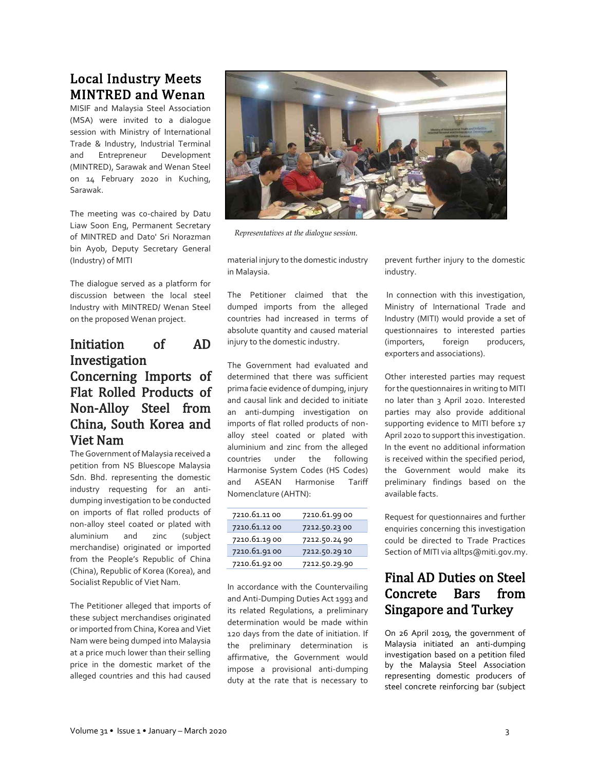## Local Industry Meets MINTRED and Wenan

MISIF and Malaysia Steel Association (MSA) were invited to a dialogue session with Ministry of International Trade & Industry, Industrial Terminal and Entrepreneur Development (MINTRED), Sarawak and Wenan Steel on 14 February 2020 in Kuching, Sarawak.

The meeting was co-chaired by Datu Liaw Soon Eng, Permanent Secretary of MINTRED and Dato' Sri Norazman bin Ayob, Deputy Secretary General (Industry) of MITI

The dialogue served as a platform for discussion between the local steel Industry with MINTRED/ Wenan Steel on the proposed Wenan project.

*Representatives at the dialogue session.*

## Initiation of AD Investigation Concerning Imports of Flat Rolled Products of Non-Alloy Steel from China, South Korea and Viet Nam

The Government of Malaysia received a petition from NS Bluescope Malaysia Sdn. Bhd. representing the domestic industry requesting for an anti-dumping investigation to be conducted on imports of flat rolled products of non-alloy steel coated or plated with aluminium and zinc (subject merchandise) originated or imported from the People's Republic of China (China), Republic of Korea (Korea), and Socialist Republic of Viet Nam.

The Petitioner alleged that imports of these subject merchandises originated or imported from China, Korea and Viet Nam were being dumped into Malaysia at a price much lower than their selling price in the domestic market of the alleged countries and this had caused material injury to the domestic industry in Malaysia.

The Petitioner claimed that the dumped imports from the alleged countries had increased in terms of absolute quantity and caused material injury to the domestic industry.

The Government had evaluated and determined that there was sufficient prima facie evidence of dumping, injury and causal link and decided to initiate an anti-dumping investigation on imports of flat rolled products of non-alloy steel coated or plated with aluminium and zinc from the alleged countries under the following Harmonise System Codes (HS Codes) and ASEAN Harmonise Tariff Nomenclature (AHTN):

| | |
|---|---|
| 7210.61.11 00 | 7210.61.99 00 |
| 7210.61.12 00 | 7212.50.23 00 |
| 7210.61.19 00 | 7212.50.24 90 |
| 7210.61.91 00 | 7212.50.29 10 |
| 7210.61.92 00 | 7212.50.29.90 |

In accordance with the Countervailing and Anti-Dumping Duties Act 1993 and its related Regulations, a preliminary determination would be made within 120 days from the date of initiation. If the preliminary determination is affirmative, the Government would impose a provisional anti-dumping duty at the rate that is necessary to prevent further injury to the domestic industry.

In connection with this investigation, Ministry of International Trade and Industry (MITI) would provide a set of questionnaires to interested parties (importers, foreign producers, exporters and associations).

Other interested parties may request for the questionnaires in writing to MITI no later than 3 April 2020. Interested parties may also provide additional supporting evidence to MITI before 17 April 2020 to support this investigation. In the event no additional information is received within the specified period, the Government would make its preliminary findings based on the available facts.

Request for questionnaires and further enquiries concerning this investigation could be directed to Trade Practices Section of MITI via alltps@miti.gov.my.

## Final AD Duties on Steel Concrete Bars from Singapore and Turkey

On 26 April 2019, the government of Malaysia initiated an anti-dumping investigation based on a petition filed by the Malaysia Steel Association representing domestic producers of steel concrete reinforcing bar (subject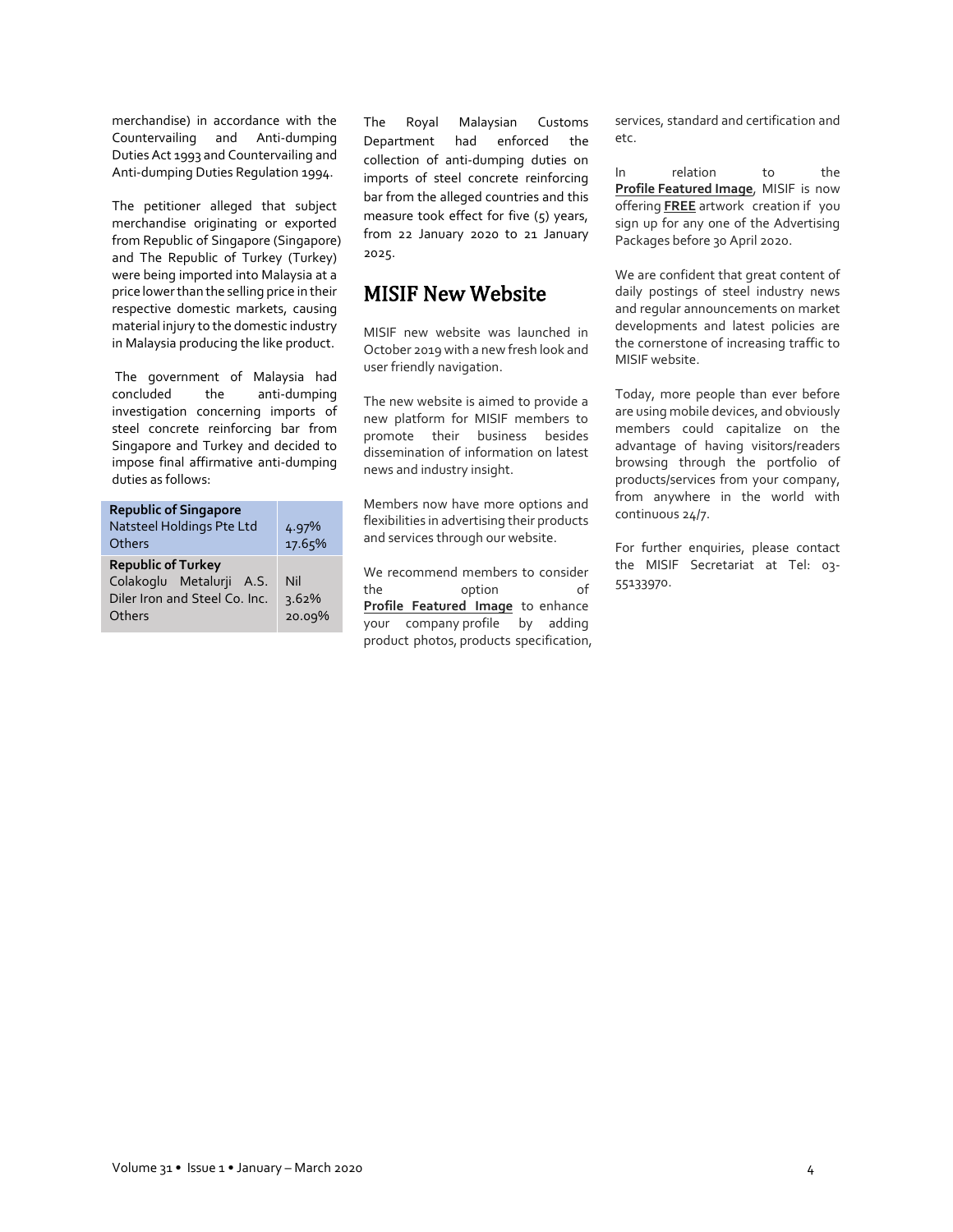merchandise) in accordance with the Countervailing and Anti-dumping Duties Act 1993 and Countervailing and Anti-dumping Duties Regulation 1994.

The petitioner alleged that subject merchandise originating or exported from Republic of Singapore (Singapore) and The Republic of Turkey (Turkey) were being imported into Malaysia at a price lower than the selling price in their respective domestic markets, causing material injury to the domestic industry in Malaysia producing the like product.

The government of Malaysia had concluded the anti-dumping investigation concerning imports of steel concrete reinforcing bar from Singapore and Turkey and decided to impose final affirmative anti-dumping duties as follows:

| | |
|---|---|
| **Republic of Singapore** | |
| Natsteel Holdings Pte Ltd | 4.97% |
| Others | 17.65% |
| **Republic of Turkey** | |
| Colakoglu Metalurji A.S. | Nil |
| Diler Iron and Steel Co. Inc. | 3.62% |
| Others | 20.09% |

The Royal Malaysian Customs Department had enforced the collection of anti-dumping duties on imports of steel concrete reinforcing bar from the alleged countries and this measure took effect for five (5) years, from 22 January 2020 to 21 January 2025.

## MISIF New Website

MISIF new website was launched in October 2019 with a new fresh look and user friendly navigation.

The new website is aimed to provide a new platform for MISIF members to promote their business besides dissemination of information on latest news and industry insight.

Members now have more options and flexibilities in advertising their products and services through our website.

We recommend members to consider the option of **Profile Featured Image** to enhance your company profile by adding product photos, products specification, services, standard and certification and etc.

In relation to the **Profile Featured Image**, MISIF is now offering **FREE** artwork creation if you sign up for any one of the Advertising Packages before 30 April 2020.

We are confident that great content of daily postings of steel industry news and regular announcements on market developments and latest policies are the cornerstone of increasing traffic to MISIF website.

Today, more people than ever before are using mobile devices, and obviously members could capitalize on the advantage of having visitors/readers browsing through the portfolio of products/services from your company, from anywhere in the world with continuous 24/7.

For further enquiries, please contact the MISIF Secretariat at Tel: 03-55133970.